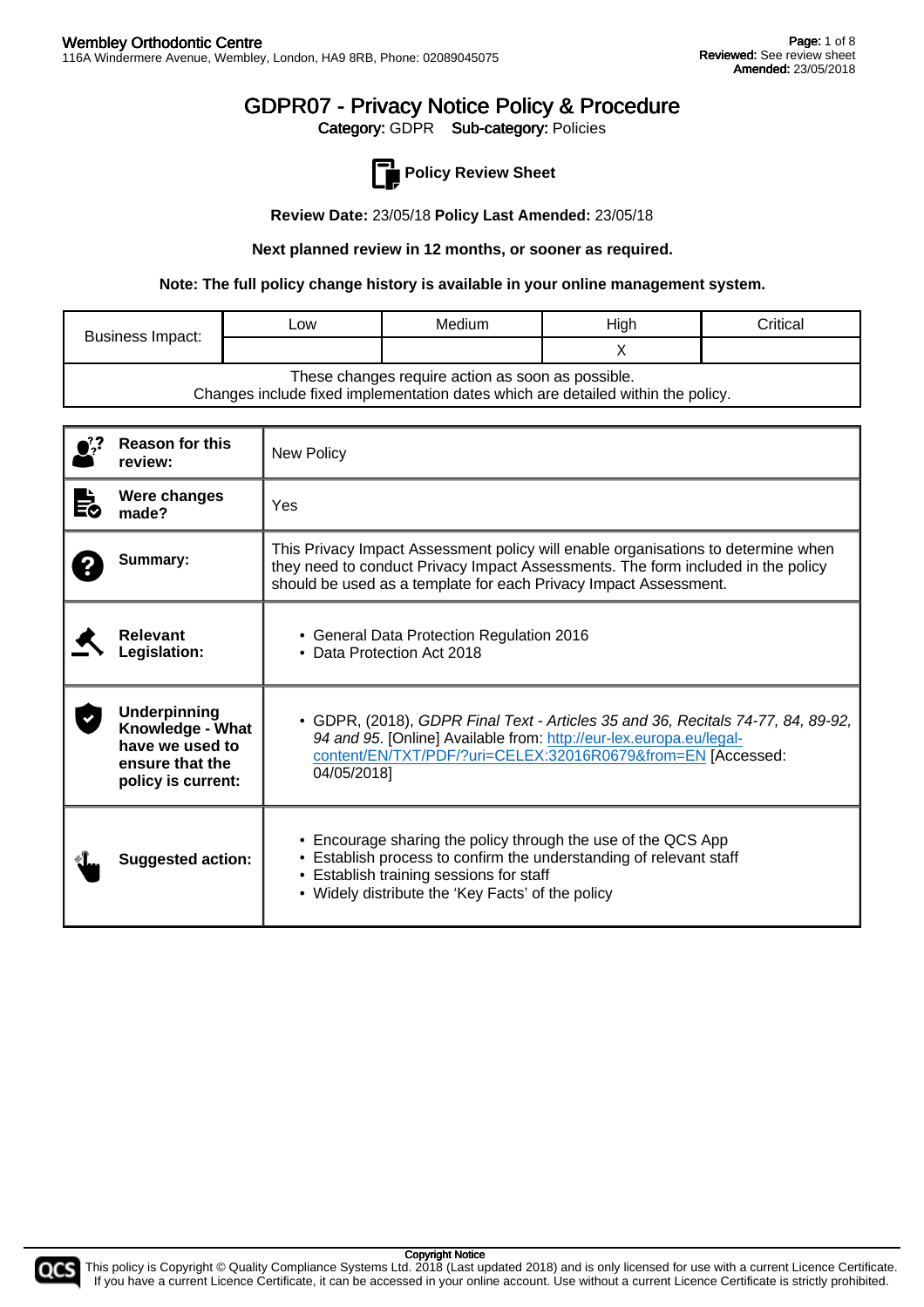# GDPR07 - Privacy Notice Policy & Procedure

**Category:** GDPR **Sub-category:** Policies

## Policy Review Sheet

**Review Date:** 23/05/18 **Policy Last Amended:** 23/05/18

**Next planned review in 12 months, or sooner as required.**

**Note: The full policy change history is available in your online management system.**

| Business Impact: | Low | Medium | High | Critical |
|---|---|---|---|---|
| | | | X | |
| These changes require action as soon as possible. Changes include fixed implementation dates which are detailed within the policy. | | | | |

| | |
|---|---|
| **Reason for this review:** | New Policy |
| **Were changes made?** | Yes |
| **Summary:** | This Privacy Impact Assessment policy will enable organisations to determine when they need to conduct Privacy Impact Assessments. The form included in the policy should be used as a template for each Privacy Impact Assessment. |
| **Relevant Legislation:** | • General Data Protection Regulation 2016<br>• Data Protection Act 2018 |
| **Underpinning Knowledge - What have we used to ensure that the policy is current:** | • GDPR, (2018), *GDPR Final Text - Articles 35 and 36, Recitals 74-77, 84, 89-92, 94 and 95*. [Online] Available from: http://eur-lex.europa.eu/legal-content/EN/TXT/PDF/?uri=CELEX:32016R0679&from=EN [Accessed: 04/05/2018] |
| **Suggested action:** | • Encourage sharing the policy through the use of the QCS App<br>• Establish process to confirm the understanding of relevant staff<br>• Establish training sessions for staff<br>• Widely distribute the 'Key Facts' of the policy |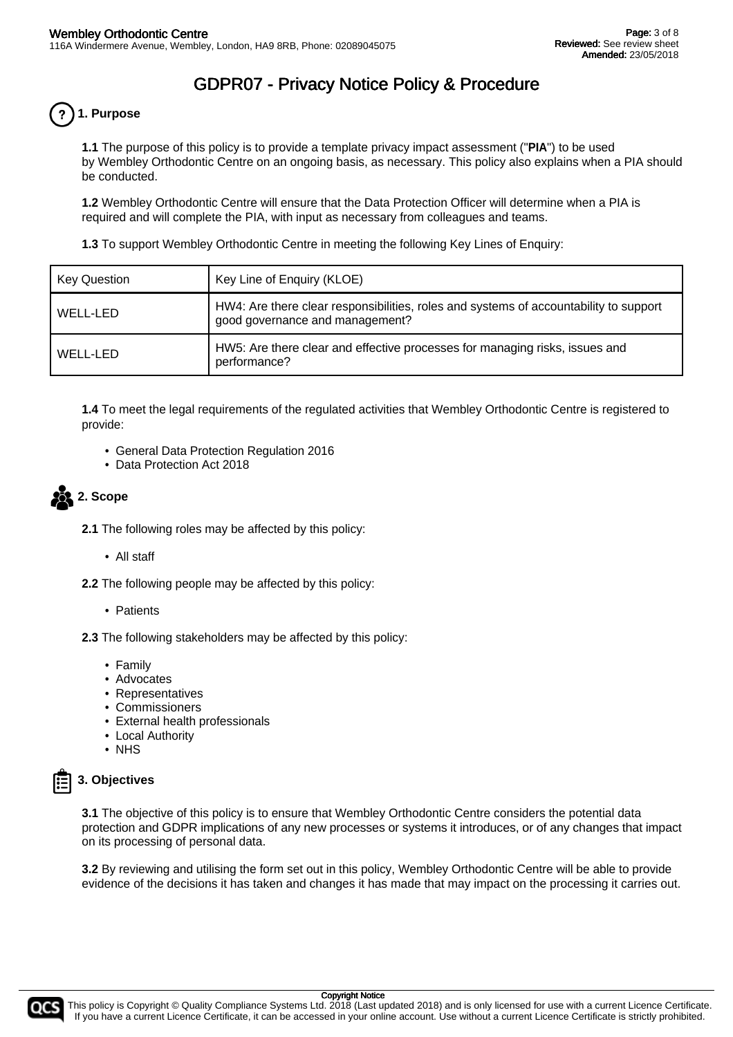# GDPR07 - Privacy Notice Policy & Procedure

## 1. Purpose

**1.1** The purpose of this policy is to provide a template privacy impact assessment ("**PIA**") to be used by Wembley Orthodontic Centre on an ongoing basis, as necessary. This policy also explains when a PIA should be conducted.

**1.2** Wembley Orthodontic Centre will ensure that the Data Protection Officer will determine when a PIA is required and will complete the PIA, with input as necessary from colleagues and teams.

**1.3** To support Wembley Orthodontic Centre in meeting the following Key Lines of Enquiry:

| Key Question | Key Line of Enquiry (KLOE) |
| --- | --- |
| WELL-LED | HW4: Are there clear responsibilities, roles and systems of accountability to support good governance and management? |
| WELL-LED | HW5: Are there clear and effective processes for managing risks, issues and performance? |

**1.4** To meet the legal requirements of the regulated activities that Wembley Orthodontic Centre is registered to provide:

- General Data Protection Regulation 2016
- Data Protection Act 2018

## 2. Scope

**2.1** The following roles may be affected by this policy:

- All staff

**2.2** The following people may be affected by this policy:

- Patients

**2.3** The following stakeholders may be affected by this policy:

- Family
- Advocates
- Representatives
- Commissioners
- External health professionals
- Local Authority
- NHS

## 3. Objectives

**3.1** The objective of this policy is to ensure that Wembley Orthodontic Centre considers the potential data protection and GDPR implications of any new processes or systems it introduces, or of any changes that impact on its processing of personal data.

**3.2** By reviewing and utilising the form set out in this policy, Wembley Orthodontic Centre will be able to provide evidence of the decisions it has taken and changes it has made that may impact on the processing it carries out.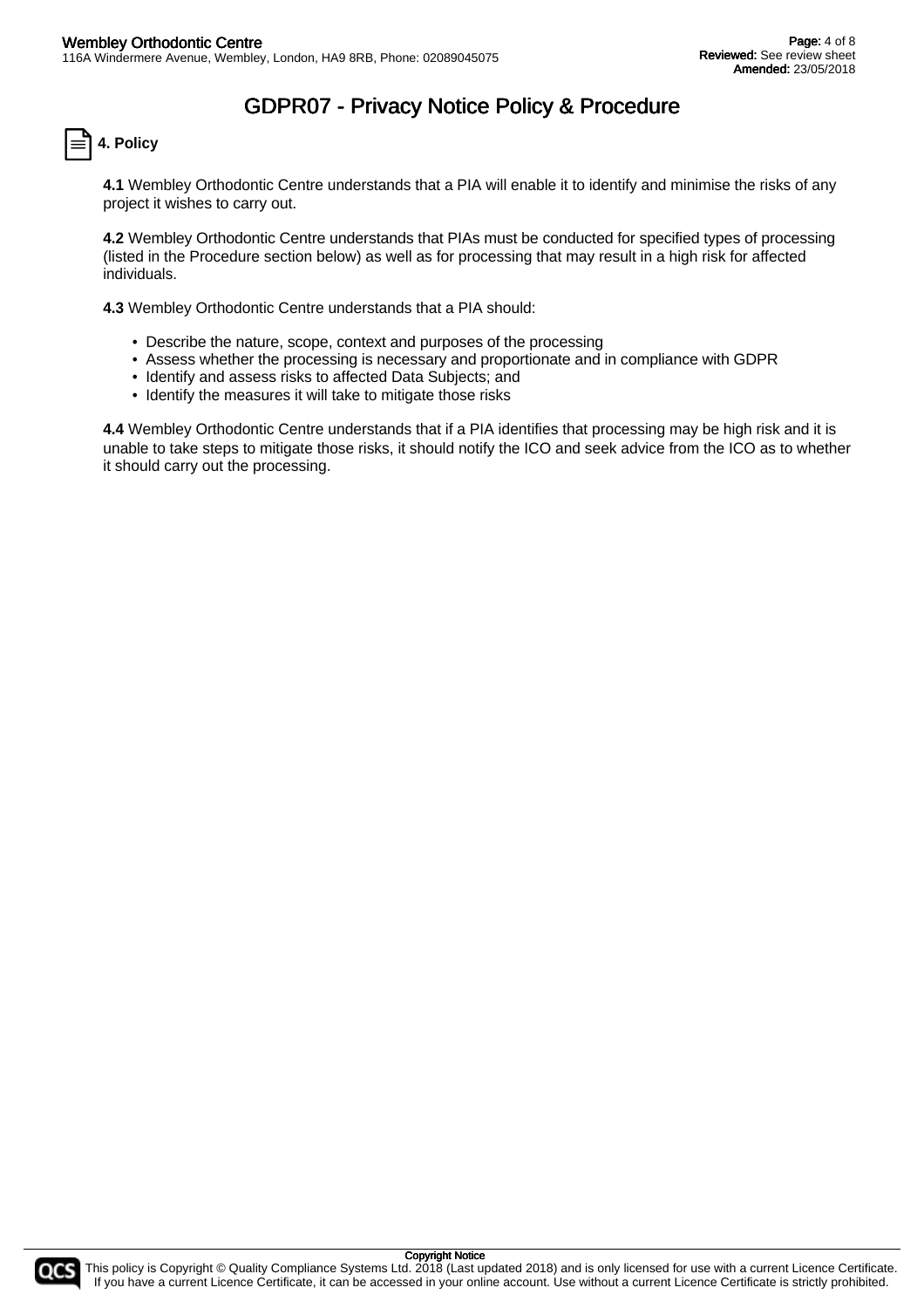# GDPR07 - Privacy Notice Policy & Procedure

## 4. Policy

**4.1** Wembley Orthodontic Centre understands that a PIA will enable it to identify and minimise the risks of any project it wishes to carry out.

**4.2** Wembley Orthodontic Centre understands that PIAs must be conducted for specified types of processing (listed in the Procedure section below) as well as for processing that may result in a high risk for affected individuals.

**4.3** Wembley Orthodontic Centre understands that a PIA should:

- Describe the nature, scope, context and purposes of the processing
- Assess whether the processing is necessary and proportionate and in compliance with GDPR
- Identify and assess risks to affected Data Subjects; and
- Identify the measures it will take to mitigate those risks

**4.4** Wembley Orthodontic Centre understands that if a PIA identifies that processing may be high risk and it is unable to take steps to mitigate those risks, it should notify the ICO and seek advice from the ICO as to whether it should carry out the processing.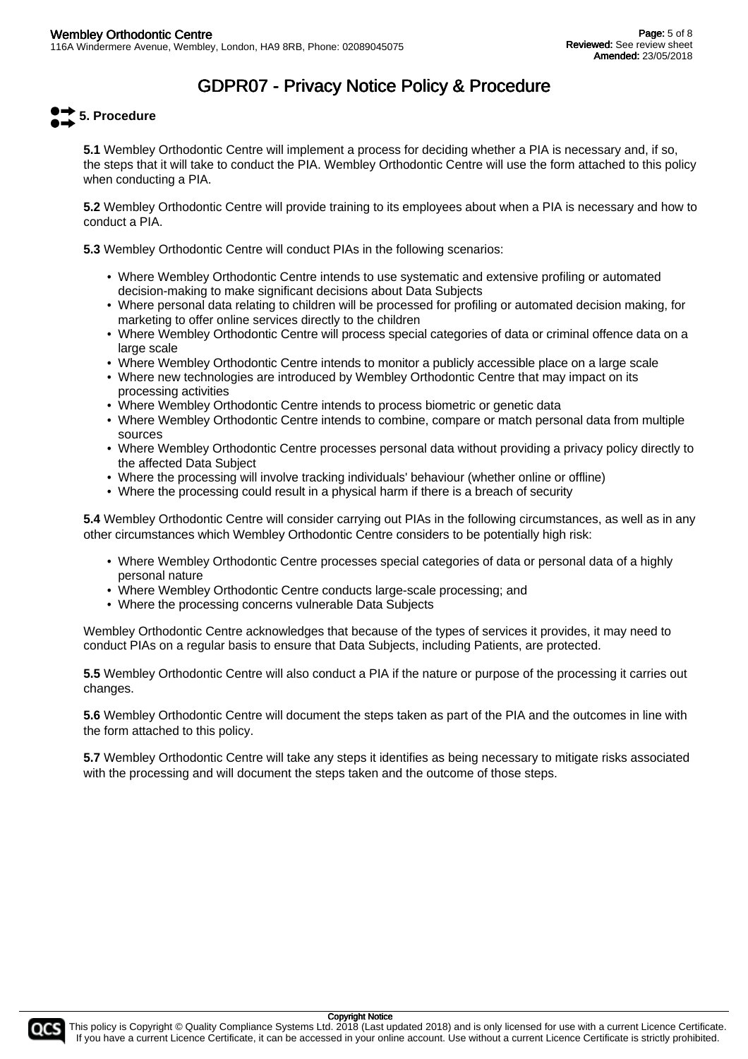# GDPR07 - Privacy Notice Policy & Procedure

## 5. Procedure

**5.1** Wembley Orthodontic Centre will implement a process for deciding whether a PIA is necessary and, if so, the steps that it will take to conduct the PIA. Wembley Orthodontic Centre will use the form attached to this policy when conducting a PIA.

**5.2** Wembley Orthodontic Centre will provide training to its employees about when a PIA is necessary and how to conduct a PIA.

**5.3** Wembley Orthodontic Centre will conduct PIAs in the following scenarios:

- Where Wembley Orthodontic Centre intends to use systematic and extensive profiling or automated decision-making to make significant decisions about Data Subjects
- Where personal data relating to children will be processed for profiling or automated decision making, for marketing to offer online services directly to the children
- Where Wembley Orthodontic Centre will process special categories of data or criminal offence data on a large scale
- Where Wembley Orthodontic Centre intends to monitor a publicly accessible place on a large scale
- Where new technologies are introduced by Wembley Orthodontic Centre that may impact on its processing activities
- Where Wembley Orthodontic Centre intends to process biometric or genetic data
- Where Wembley Orthodontic Centre intends to combine, compare or match personal data from multiple sources
- Where Wembley Orthodontic Centre processes personal data without providing a privacy policy directly to the affected Data Subject
- Where the processing will involve tracking individuals' behaviour (whether online or offline)
- Where the processing could result in a physical harm if there is a breach of security

**5.4** Wembley Orthodontic Centre will consider carrying out PIAs in the following circumstances, as well as in any other circumstances which Wembley Orthodontic Centre considers to be potentially high risk:

- Where Wembley Orthodontic Centre processes special categories of data or personal data of a highly personal nature
- Where Wembley Orthodontic Centre conducts large-scale processing; and
- Where the processing concerns vulnerable Data Subjects

Wembley Orthodontic Centre acknowledges that because of the types of services it provides, it may need to conduct PIAs on a regular basis to ensure that Data Subjects, including Patients, are protected.

**5.5** Wembley Orthodontic Centre will also conduct a PIA if the nature or purpose of the processing it carries out changes.

**5.6** Wembley Orthodontic Centre will document the steps taken as part of the PIA and the outcomes in line with the form attached to this policy.

**5.7** Wembley Orthodontic Centre will take any steps it identifies as being necessary to mitigate risks associated with the processing and will document the steps taken and the outcome of those steps.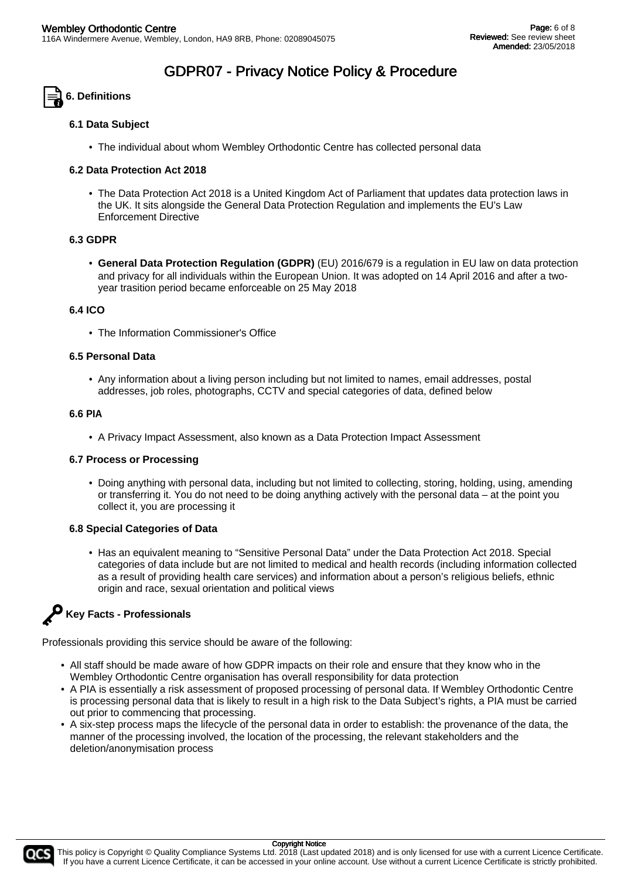# GDPR07 - Privacy Notice Policy & Procedure

## 6. Definitions

### 6.1 Data Subject

- The individual about whom Wembley Orthodontic Centre has collected personal data

### 6.2 Data Protection Act 2018

- The Data Protection Act 2018 is a United Kingdom Act of Parliament that updates data protection laws in the UK. It sits alongside the General Data Protection Regulation and implements the EU's Law Enforcement Directive

### 6.3 GDPR

- **General Data Protection Regulation (GDPR)** (EU) 2016/679 is a regulation in EU law on data protection and privacy for all individuals within the European Union. It was adopted on 14 April 2016 and after a two-year trasition period became enforceable on 25 May 2018

### 6.4 ICO

- The Information Commissioner's Office

### 6.5 Personal Data

- Any information about a living person including but not limited to names, email addresses, postal addresses, job roles, photographs, CCTV and special categories of data, defined below

### 6.6 PIA

- A Privacy Impact Assessment, also known as a Data Protection Impact Assessment

### 6.7 Process or Processing

- Doing anything with personal data, including but not limited to collecting, storing, holding, using, amending or transferring it. You do not need to be doing anything actively with the personal data – at the point you collect it, you are processing it

### 6.8 Special Categories of Data

- Has an equivalent meaning to "Sensitive Personal Data" under the Data Protection Act 2018. Special categories of data include but are not limited to medical and health records (including information collected as a result of providing health care services) and information about a person's religious beliefs, ethnic origin and race, sexual orientation and political views

## Key Facts - Professionals

Professionals providing this service should be aware of the following:

- All staff should be made aware of how GDPR impacts on their role and ensure that they know who in the Wembley Orthodontic Centre organisation has overall responsibility for data protection
- A PIA is essentially a risk assessment of proposed processing of personal data. If Wembley Orthodontic Centre is processing personal data that is likely to result in a high risk to the Data Subject's rights, a PIA must be carried out prior to commencing that processing.
- A six-step process maps the lifecycle of the personal data in order to establish: the provenance of the data, the manner of the processing involved, the location of the processing, the relevant stakeholders and the deletion/anonymisation process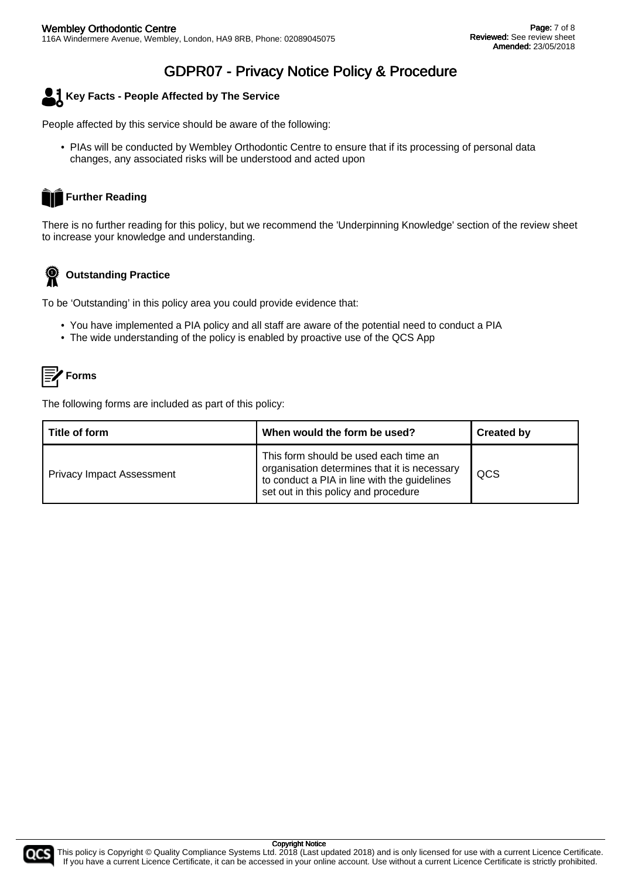# GDPR07 - Privacy Notice Policy & Procedure

## Key Facts - People Affected by The Service

People affected by this service should be aware of the following:

- PIAs will be conducted by Wembley Orthodontic Centre to ensure that if its processing of personal data changes, any associated risks will be understood and acted upon

## Further Reading

There is no further reading for this policy, but we recommend the 'Underpinning Knowledge' section of the review sheet to increase your knowledge and understanding.

## Outstanding Practice

To be 'Outstanding' in this policy area you could provide evidence that:

- You have implemented a PIA policy and all staff are aware of the potential need to conduct a PIA
- The wide understanding of the policy is enabled by proactive use of the QCS App

## Forms

The following forms are included as part of this policy:

| Title of form | When would the form be used? | Created by |
|---|---|---|
| Privacy Impact Assessment | This form should be used each time an organisation determines that it is necessary to conduct a PIA in line with the guidelines set out in this policy and procedure | QCS |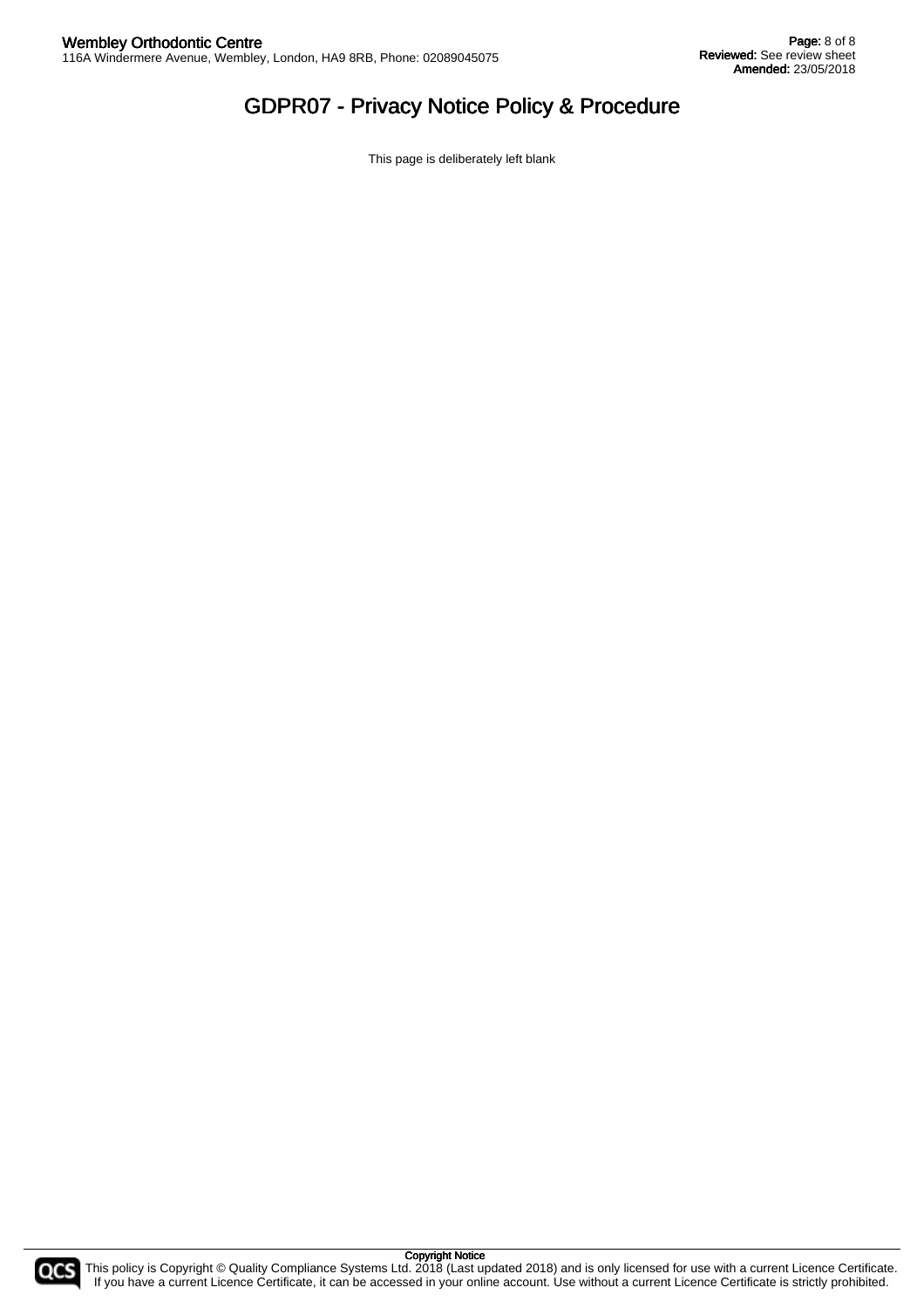# GDPR07 - Privacy Notice Policy & Procedure

This page is deliberately left blank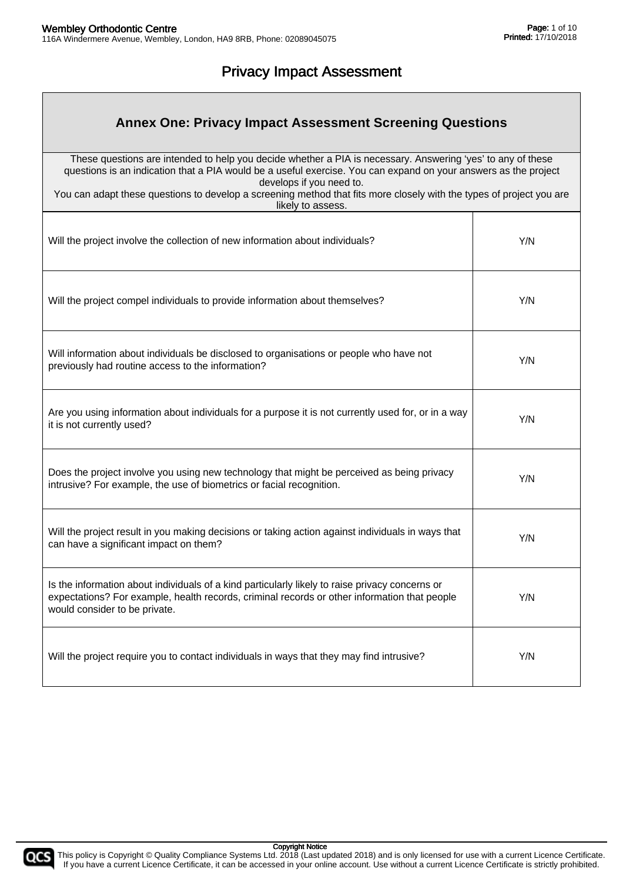# Privacy Impact Assessment

## Annex One: Privacy Impact Assessment Screening Questions

These questions are intended to help you decide whether a PIA is necessary. Answering 'yes' to any of these questions is an indication that a PIA would be a useful exercise. You can expand on your answers as the project develops if you need to.
You can adapt these questions to develop a screening method that fits more closely with the types of project you are likely to assess.

| Question | Answer |
|---|---|
| Will the project involve the collection of new information about individuals? | Y/N |
| Will the project compel individuals to provide information about themselves? | Y/N |
| Will information about individuals be disclosed to organisations or people who have not previously had routine access to the information? | Y/N |
| Are you using information about individuals for a purpose it is not currently used for, or in a way it is not currently used? | Y/N |
| Does the project involve you using new technology that might be perceived as being privacy intrusive? For example, the use of biometrics or facial recognition. | Y/N |
| Will the project result in you making decisions or taking action against individuals in ways that can have a significant impact on them? | Y/N |
| Is the information about individuals of a kind particularly likely to raise privacy concerns or expectations? For example, health records, criminal records or other information that people would consider to be private. | Y/N |
| Will the project require you to contact individuals in ways that they may find intrusive? | Y/N |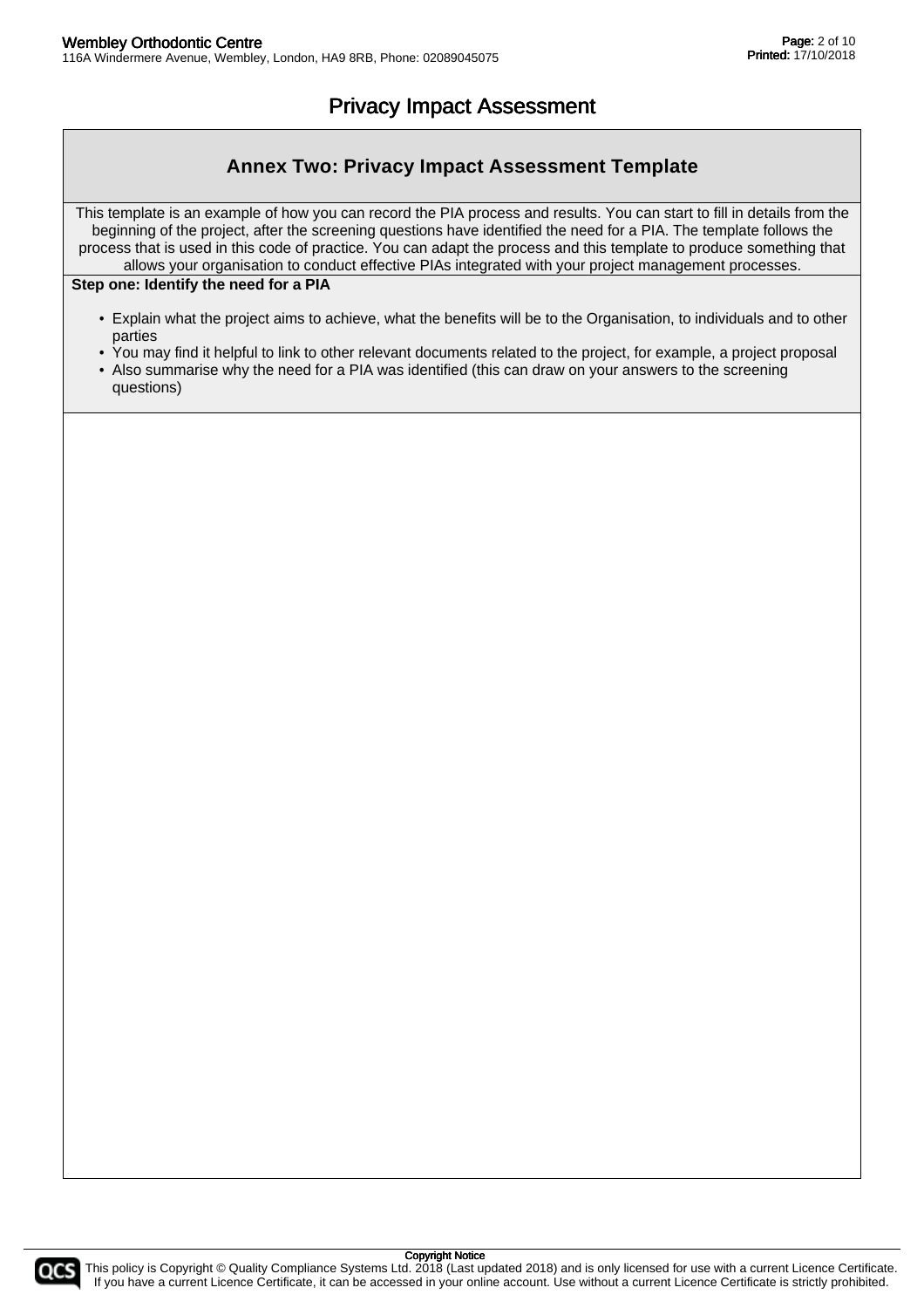# Privacy Impact Assessment

## Annex Two: Privacy Impact Assessment Template

This template is an example of how you can record the PIA process and results. You can start to fill in details from the beginning of the project, after the screening questions have identified the need for a PIA. The template follows the process that is used in this code of practice. You can adapt the process and this template to produce something that allows your organisation to conduct effective PIAs integrated with your project management processes.

**Step one: Identify the need for a PIA**

- Explain what the project aims to achieve, what the benefits will be to the Organisation, to individuals and to other parties
- You may find it helpful to link to other relevant documents related to the project, for example, a project proposal
- Also summarise why the need for a PIA was identified (this can draw on your answers to the screening questions)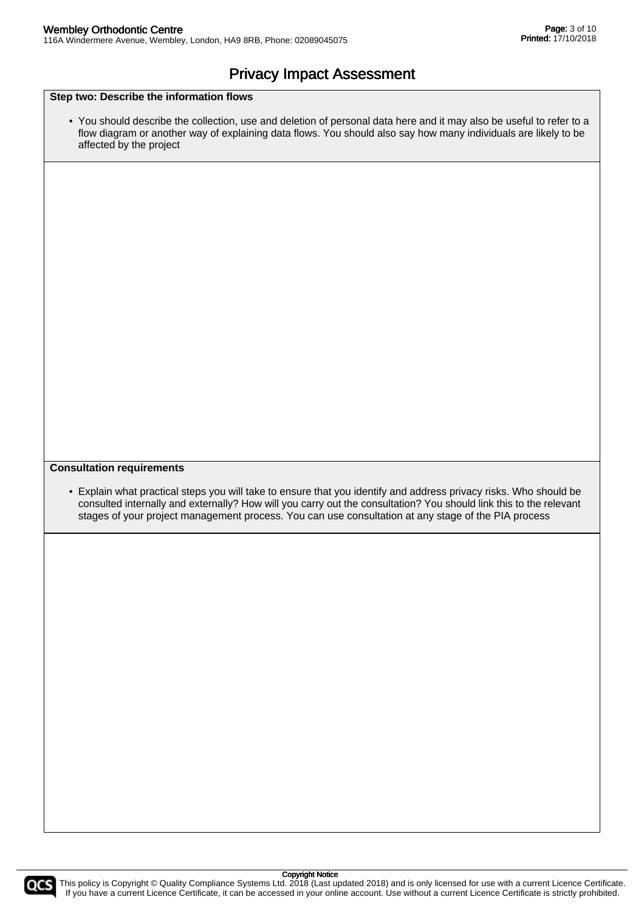# Privacy Impact Assessment

**Step two: Describe the information flows**

- You should describe the collection, use and deletion of personal data here and it may also be useful to refer to a flow diagram or another way of explaining data flows. You should also say how many individuals are likely to be affected by the project

**Consultation requirements**

- Explain what practical steps you will take to ensure that you identify and address privacy risks. Who should be consulted internally and externally? How will you carry out the consultation? You should link this to the relevant stages of your project management process. You can use consultation at any stage of the PIA process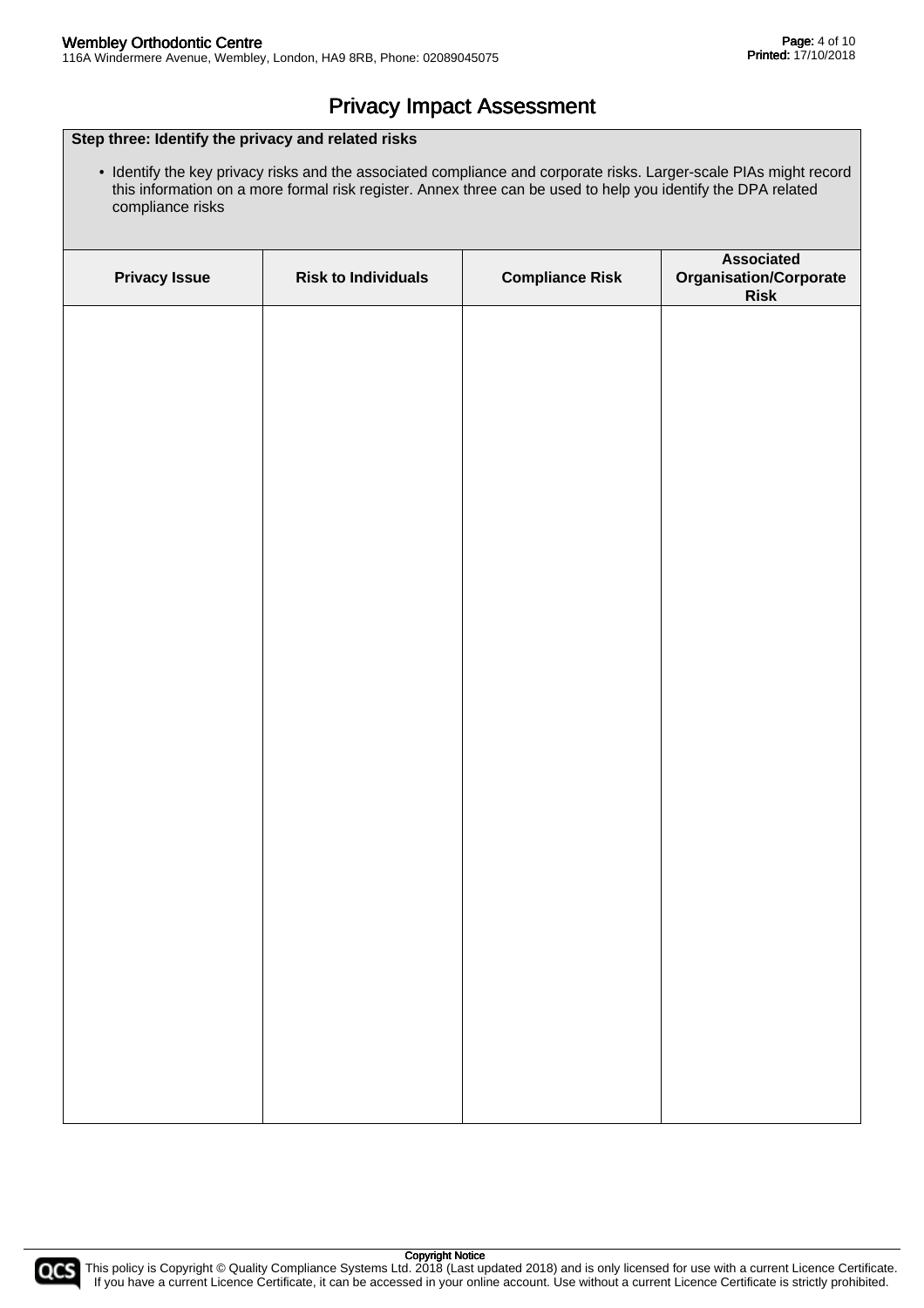# Privacy Impact Assessment

**Step three: Identify the privacy and related risks**

- Identify the key privacy risks and the associated compliance and corporate risks. Larger-scale PIAs might record this information on a more formal risk register. Annex three can be used to help you identify the DPA related compliance risks

| Privacy Issue | Risk to Individuals | Compliance Risk | Associated Organisation/Corporate Risk |
|---|---|---|---|
| | | | |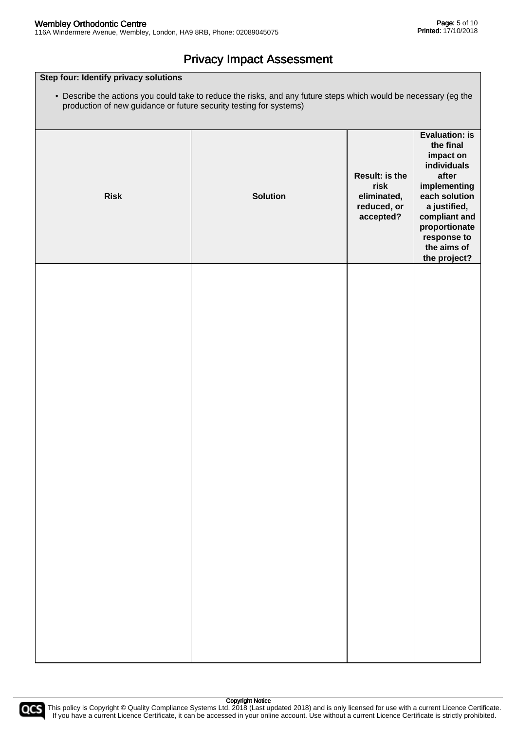# Privacy Impact Assessment

**Step four: Identify privacy solutions**

- Describe the actions you could take to reduce the risks, and any future steps which would be necessary (eg the production of new guidance or future security testing for systems)

| Risk | Solution | Result: is the risk eliminated, reduced, or accepted? | Evaluation: is the final impact on individuals after implementing each solution a justified, compliant and proportionate response to the aims of the project? |
|---|---|---|---|
| | | | |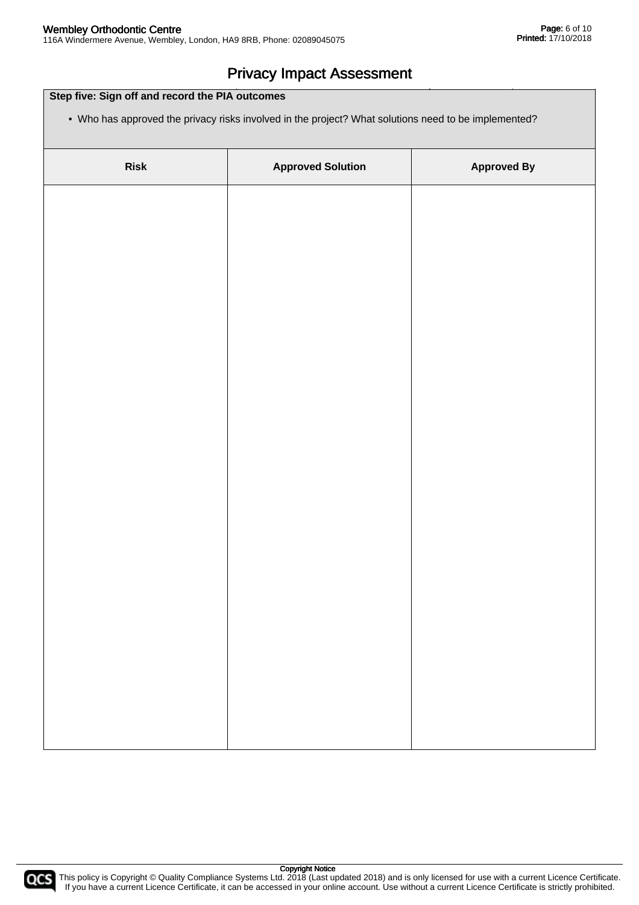# Privacy Impact Assessment

| Step five: Sign off and record the PIA outcomes | | |
|---|---|---|
| • Who has approved the privacy risks involved in the project? What solutions need to be implemented? | | |
| **Risk** | **Approved Solution** | **Approved By** |
| | | |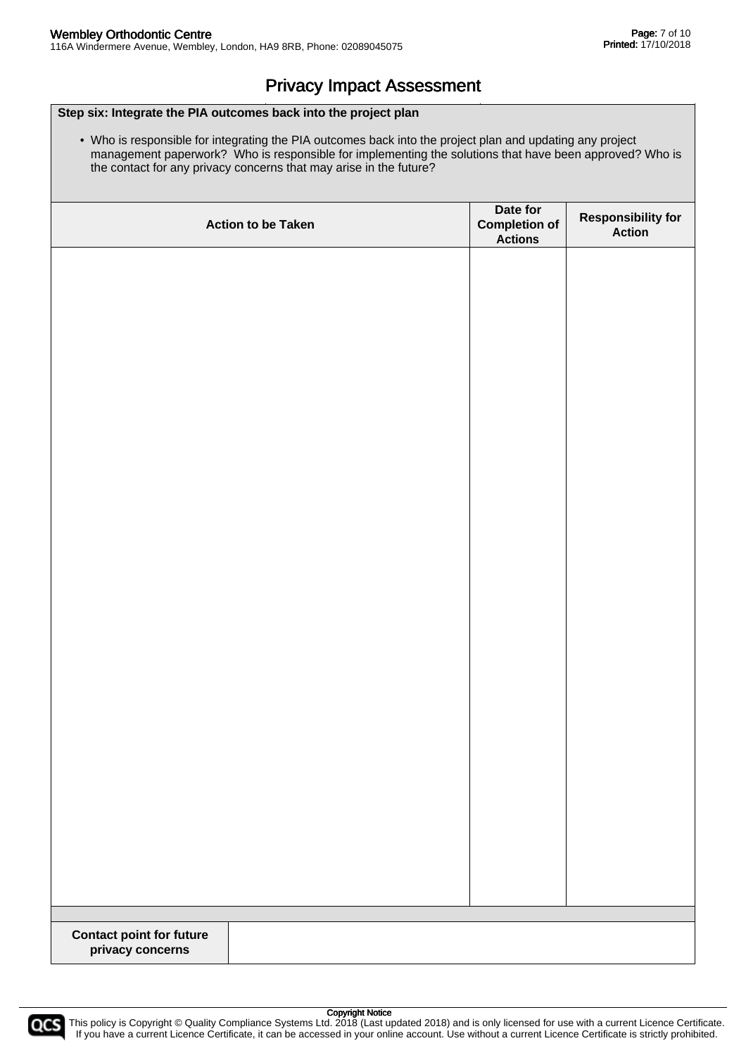# Privacy Impact Assessment

**Step six: Integrate the PIA outcomes back into the project plan**

- Who is responsible for integrating the PIA outcomes back into the project plan and updating any project management paperwork? Who is responsible for implementing the solutions that have been approved? Who is the contact for any privacy concerns that may arise in the future?

| Action to be Taken | Date for Completion of Actions | Responsibility for Action |
|---|---|---|
| | | |

| Contact point for future privacy concerns | |
|---|---|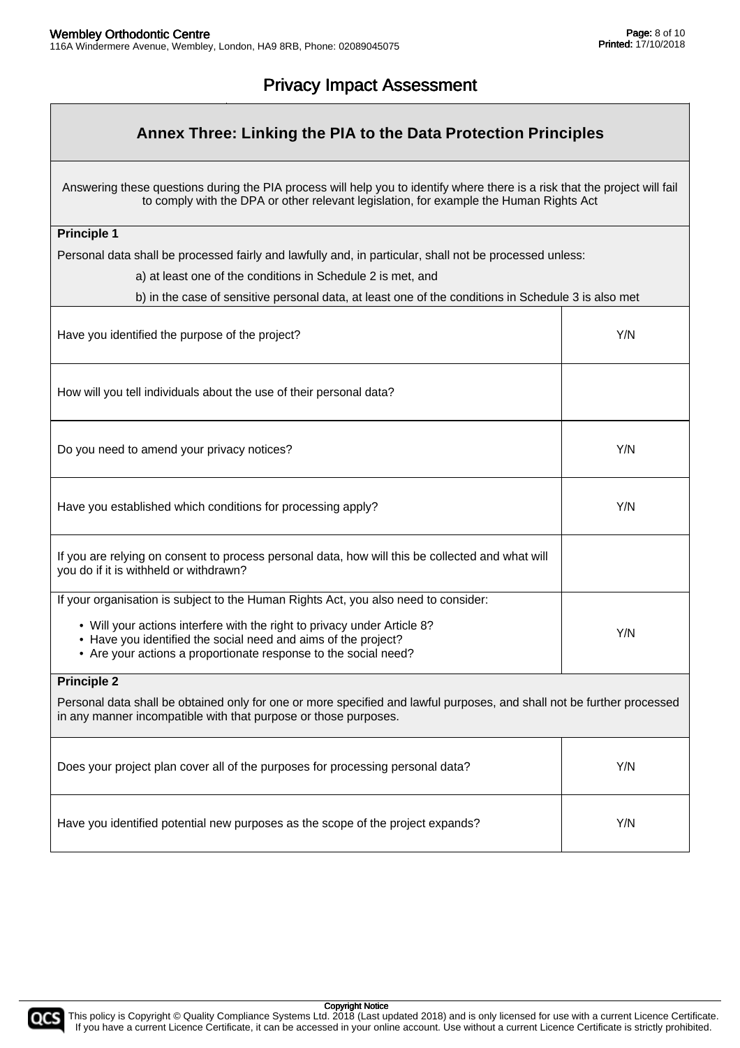# Privacy Impact Assessment

## Annex Three: Linking the PIA to the Data Protection Principles

Answering these questions during the PIA process will help you to identify where there is a risk that the project will fail to comply with the DPA or other relevant legislation, for example the Human Rights Act

**Principle 1**

Personal data shall be processed fairly and lawfully and, in particular, shall not be processed unless:

a) at least one of the conditions in Schedule 2 is met, and

b) in the case of sensitive personal data, at least one of the conditions in Schedule 3 is also met

| Question | Answer |
|---|---|
| Have you identified the purpose of the project? | Y/N |
| How will you tell individuals about the use of their personal data? | |
| Do you need to amend your privacy notices? | Y/N |
| Have you established which conditions for processing apply? | Y/N |
| If you are relying on consent to process personal data, how will this be collected and what will you do if it is withheld or withdrawn? | |
| If your organisation is subject to the Human Rights Act, you also need to consider:<br>• Will your actions interfere with the right to privacy under Article 8?<br>• Have you identified the social need and aims of the project?<br>• Are your actions a proportionate response to the social need? | Y/N |

**Principle 2**

Personal data shall be obtained only for one or more specified and lawful purposes, and shall not be further processed in any manner incompatible with that purpose or those purposes.

| Question | Answer |
|---|---|
| Does your project plan cover all of the purposes for processing personal data? | Y/N |
| Have you identified potential new purposes as the scope of the project expands? | Y/N |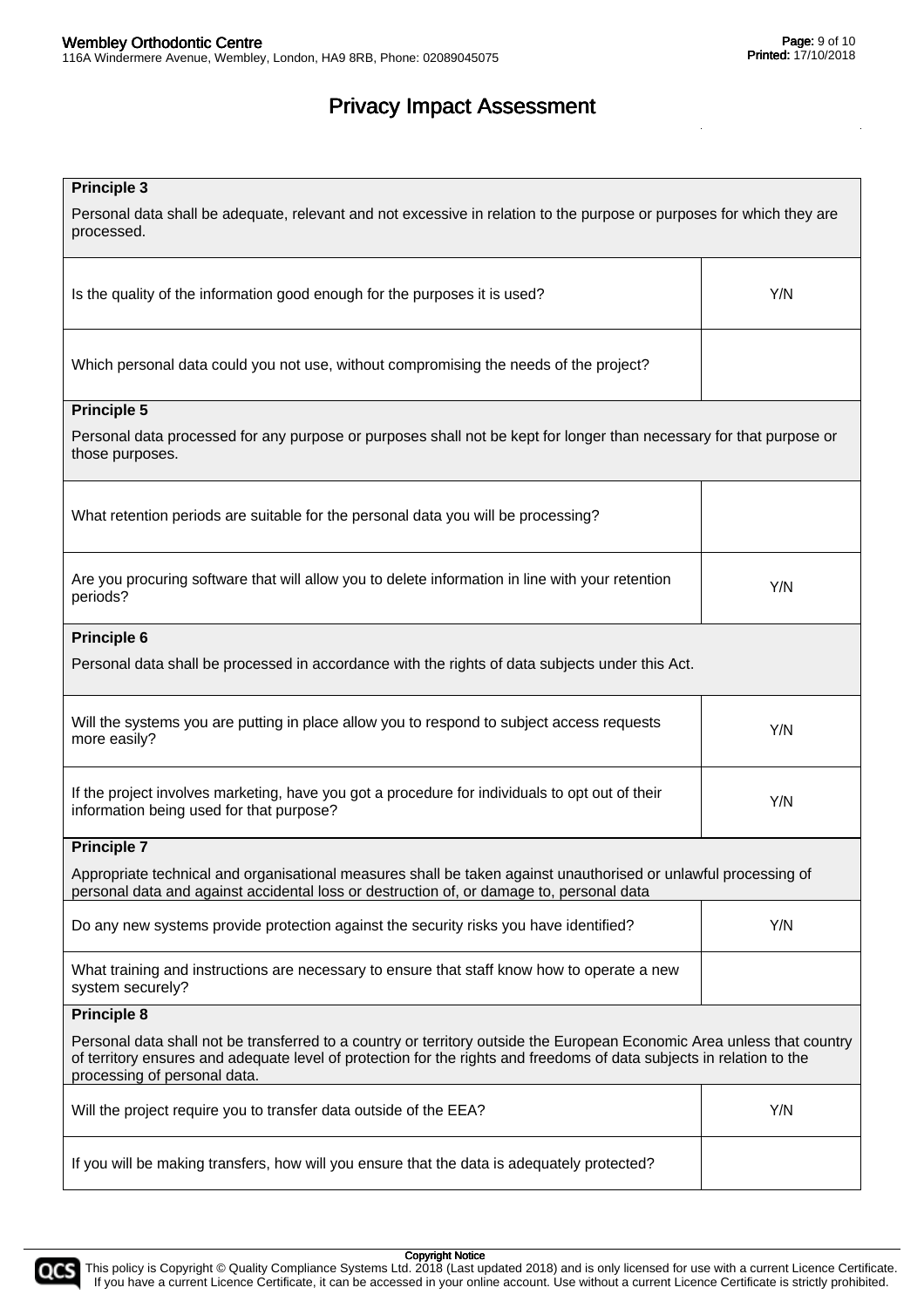## Privacy Impact Assessment

| **Principle 3**<br><br>Personal data shall be adequate, relevant and not excessive in relation to the purpose or purposes for which they are processed. | |
|---|---|
| Is the quality of the information good enough for the purposes it is used? | Y/N |
| Which personal data could you not use, without compromising the needs of the project? | |
| **Principle 5**<br><br>Personal data processed for any purpose or purposes shall not be kept for longer than necessary for that purpose or those purposes. | |
| What retention periods are suitable for the personal data you will be processing? | |
| Are you procuring software that will allow you to delete information in line with your retention periods? | Y/N |
| **Principle 6**<br><br>Personal data shall be processed in accordance with the rights of data subjects under this Act. | |
| Will the systems you are putting in place allow you to respond to subject access requests more easily? | Y/N |
| If the project involves marketing, have you got a procedure for individuals to opt out of their information being used for that purpose? | Y/N |
| **Principle 7**<br><br>Appropriate technical and organisational measures shall be taken against unauthorised or unlawful processing of personal data and against accidental loss or destruction of, or damage to, personal data | |
| Do any new systems provide protection against the security risks you have identified? | Y/N |
| What training and instructions are necessary to ensure that staff know how to operate a new system securely? | |
| **Principle 8**<br><br>Personal data shall not be transferred to a country or territory outside the European Economic Area unless that country of territory ensures and adequate level of protection for the rights and freedoms of data subjects in relation to the processing of personal data. | |
| Will the project require you to transfer data outside of the EEA? | Y/N |
| If you will be making transfers, how will you ensure that the data is adequately protected? | |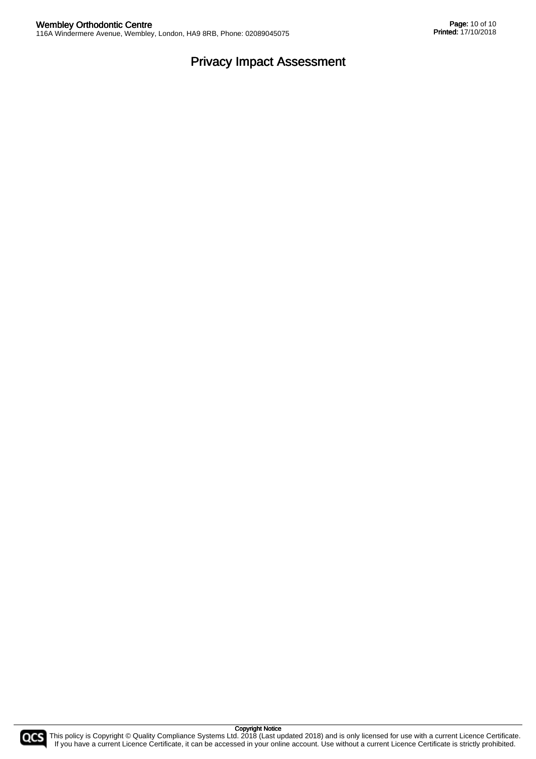# Privacy Impact Assessment